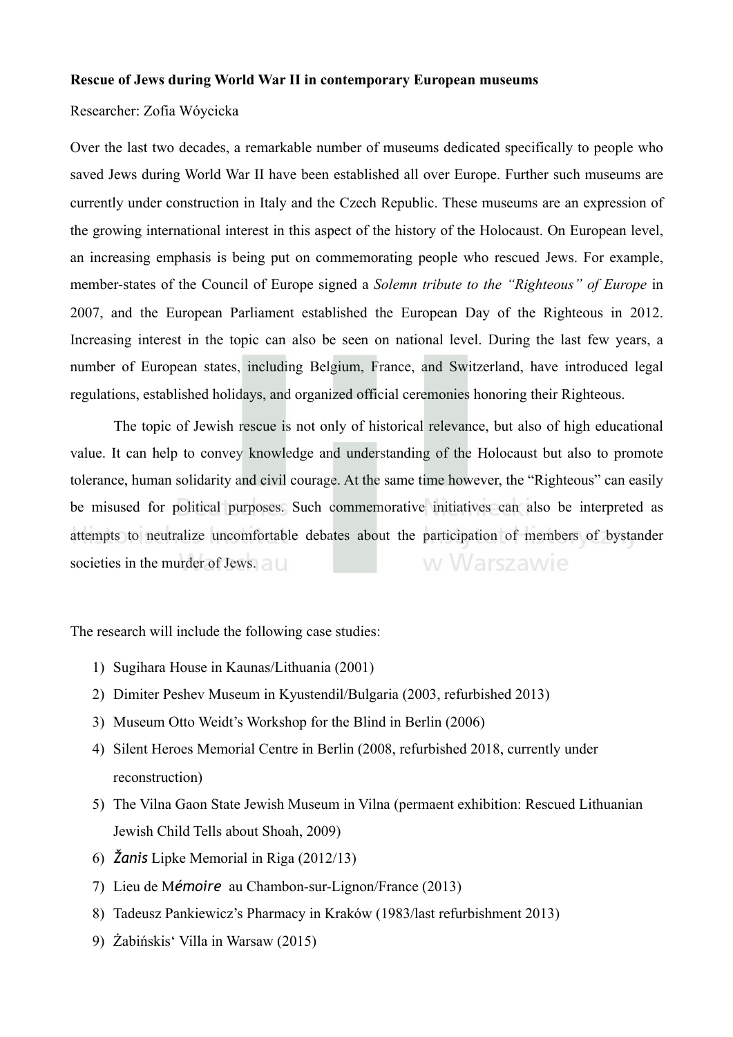**Rescue of Jews during World War II in contemporary European museums**

Researcher: Zofia Wóycicka

Over the last two decades, a remarkable number of museums dedicated specifically to people who saved Jews during World War II have been established all over Europe. Further such museums are currently under construction in Italy and the Czech Republic. These museums are an expression of the growing international interest in this aspect of the history of the Holocaust. On European level, an increasing emphasis is being put on commemorating people who rescued Jews. For example, member-states of the Council of Europe signed a *Solemn tribute to the "Righteous" of Europe* in 2007, and the European Parliament established the European Day of the Righteous in 2012. Increasing interest in the topic can also be seen on national level. During the last few years, a number of European states, including Belgium, France, and Switzerland, have introduced legal regulations, established holidays, and organized official ceremonies honoring their Righteous.

The topic of Jewish rescue is not only of historical relevance, but also of high educational value. It can help to convey knowledge and understanding of the Holocaust but also to promote tolerance, human solidarity and civil courage. At the same time however, the "Righteous" can easily be misused for political purposes. Such commemorative initiatives can also be interpreted as attempts to neutralize uncomfortable debates about the participation of members of bystander societies in the murder of Jews.

The research will include the following case studies:

1) Sugihara House in Kaunas/Lithuania (2001)
2) Dimiter Peshev Museum in Kyustendil/Bulgaria (2003, refurbished 2013)
3) Museum Otto Weidt's Workshop for the Blind in Berlin (2006)
4) Silent Heroes Memorial Centre in Berlin (2008, refurbished 2018, currently under reconstruction)
5) The Vilna Gaon State Jewish Museum in Vilna (permaent exhibition: Rescued Lithuanian Jewish Child Tells about Shoah, 2009)
6) *Žanis* Lipke Memorial in Riga (2012/13)
7) Lieu de M*émoire* au Chambon-sur-Lignon/France (2013)
8) Tadeusz Pankiewicz's Pharmacy in Kraków (1983/last refurbishment 2013)
9) Żabińskis' Villa in Warsaw (2015)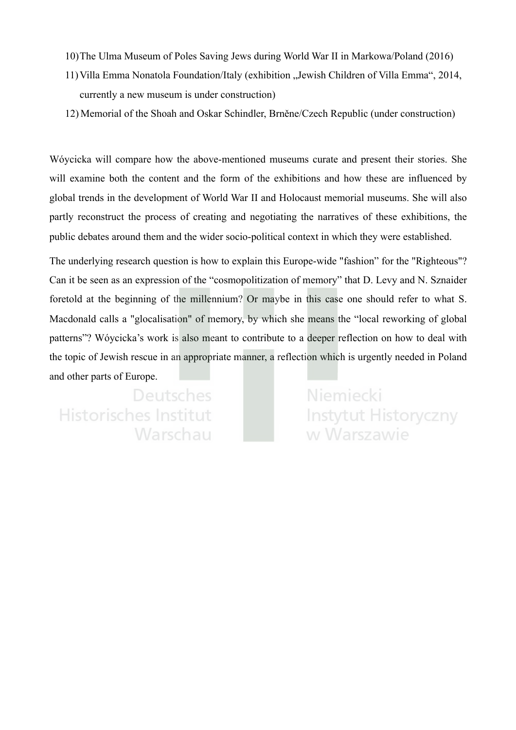10) The Ulma Museum of Poles Saving Jews during World War II in Markowa/Poland (2016)
11) Villa Emma Nonatola Foundation/Italy (exhibition „Jewish Children of Villa Emma", 2014, currently a new museum is under construction)
12) Memorial of the Shoah and Oskar Schindler, Brněne/Czech Republic (under construction)

Wóycicka will compare how the above-mentioned museums curate and present their stories. She will examine both the content and the form of the exhibitions and how these are influenced by global trends in the development of World War II and Holocaust memorial museums. She will also partly reconstruct the process of creating and negotiating the narratives of these exhibitions, the public debates around them and the wider socio-political context in which they were established.

The underlying research question is how to explain this Europe-wide "fashion" for the "Righteous"? Can it be seen as an expression of the "cosmopolitization of memory" that D. Levy and N. Sznaider foretold at the beginning of the millennium? Or maybe in this case one should refer to what S. Macdonald calls a "glocalisation" of memory, by which she means the "local reworking of global patterns"? Wóycicka's work is also meant to contribute to a deeper reflection on how to deal with the topic of Jewish rescue in an appropriate manner, a reflection which is urgently needed in Poland and other parts of Europe.